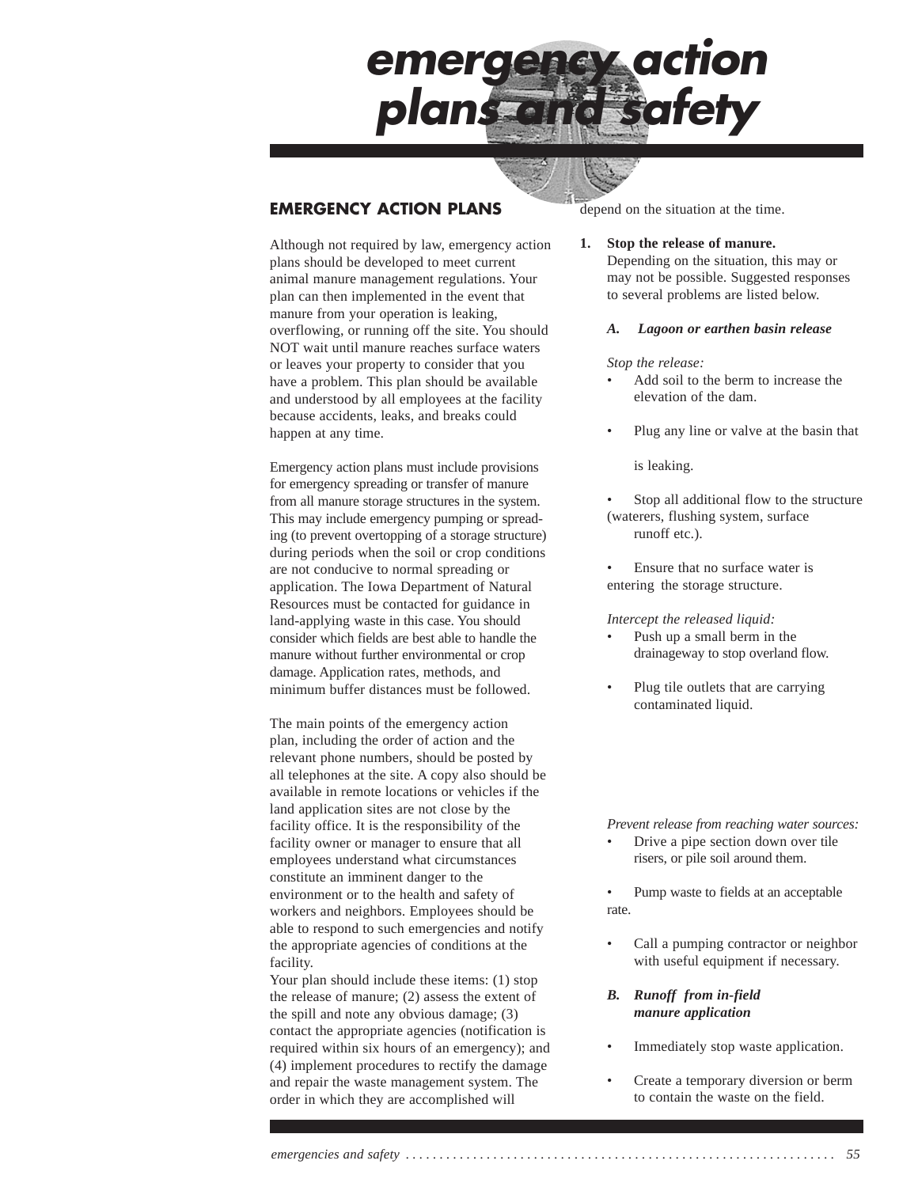# emergency action plans and safety

## EMERGENCY ACTION PLANS

Although not required by law, emergency action plans should be developed to meet current animal manure management regulations. Your plan can then implemented in the event that manure from your operation is leaking, overflowing, or running off the site. You should NOT wait until manure reaches surface waters or leaves your property to consider that you have a problem. This plan should be available and understood by all employees at the facility because accidents, leaks, and breaks could happen at any time.

Emergency action plans must include provisions for emergency spreading or transfer of manure from all manure storage structures in the system. This may include emergency pumping or spreading (to prevent overtopping of a storage structure) during periods when the soil or crop conditions are not conducive to normal spreading or application. The Iowa Department of Natural Resources must be contacted for guidance in land-applying waste in this case. You should consider which fields are best able to handle the manure without further environmental or crop damage. Application rates, methods, and minimum buffer distances must be followed.

The main points of the emergency action plan, including the order of action and the relevant phone numbers, should be posted by all telephones at the site. A copy also should be available in remote locations or vehicles if the land application sites are not close by the facility office. It is the responsibility of the facility owner or manager to ensure that all employees understand what circumstances constitute an imminent danger to the environment or to the health and safety of workers and neighbors. Employees should be able to respond to such emergencies and notify the appropriate agencies of conditions at the facility.

Your plan should include these items: (1) stop the release of manure; (2) assess the extent of the spill and note any obvious damage; (3) contact the appropriate agencies (notification is required within six hours of an emergency); and (4) implement procedures to rectify the damage and repair the waste management system. The order in which they are accomplished will depend on the situation at the time.

1. **Stop the release of manure.** Depending on the situation, this may or may not be possible. Suggested responses to several problems are listed below.

   ***A. Lagoon or earthen basin release***

   *Stop the release:*
   - Add soil to the berm to increase the elevation of the dam.
   - Plug any line or valve at the basin that is leaking.
   - Stop all additional flow to the structure (waterers, flushing system, surface runoff etc.).
   - Ensure that no surface water is entering the storage structure.

   *Intercept the released liquid:*
   - Push up a small berm in the drainageway to stop overland flow.
   - Plug tile outlets that are carrying contaminated liquid.

   *Prevent release from reaching water sources:*
   - Drive a pipe section down over tile risers, or pile soil around them.
   - Pump waste to fields at an acceptable rate.
   - Call a pumping contractor or neighbor with useful equipment if necessary.

   ***B. Runoff from in-field manure application***

   - Immediately stop waste application.
   - Create a temporary diversion or berm to contain the waste on the field.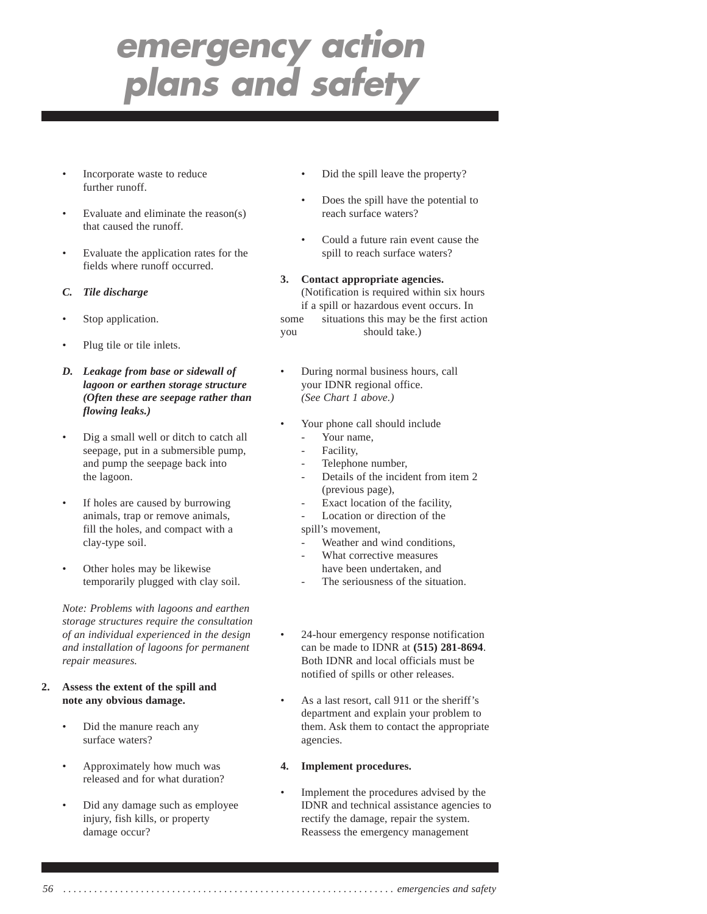# emergency action plans and safety

- Incorporate waste to reduce further runoff.
- Evaluate and eliminate the reason(s) that caused the runoff.
- Evaluate the application rates for the fields where runoff occurred.

***C. Tile discharge***

- Stop application.
- Plug tile or tile inlets.

***D. Leakage from base or sidewall of lagoon or earthen storage structure (Often these are seepage rather than flowing leaks.)***

- Dig a small well or ditch to catch all seepage, put in a submersible pump, and pump the seepage back into the lagoon.
- If holes are caused by burrowing animals, trap or remove animals, fill the holes, and compact with a clay-type soil.
- Other holes may be likewise temporarily plugged with clay soil.

*Note: Problems with lagoons and earthen storage structures require the consultation of an individual experienced in the design and installation of lagoons for permanent repair measures.*

**2. Assess the extent of the spill and note any obvious damage.**

- Did the manure reach any surface waters?
- Approximately how much was released and for what duration?
- Did any damage such as employee injury, fish kills, or property damage occur?
- Did the spill leave the property?
- Does the spill have the potential to reach surface waters?
- Could a future rain event cause the spill to reach surface waters?

**3. Contact appropriate agencies.**
(Notification is required within six hours if a spill or hazardous event occurs. In some situations this may be the first action you should take.)

- During normal business hours, call your IDNR regional office. *(See Chart 1 above.)*
- Your phone call should include
  - Your name,
  - Facility,
  - Telephone number,
  - Details of the incident from item 2 (previous page),
  - Exact location of the facility,
  - Location or direction of the spill's movement,
  - Weather and wind conditions,
  - What corrective measures have been undertaken, and
  - The seriousness of the situation.
- 24-hour emergency response notification can be made to IDNR at **(515) 281-8694**. Both IDNR and local officials must be notified of spills or other releases.
- As a last resort, call 911 or the sheriff's department and explain your problem to them. Ask them to contact the appropriate agencies.

**4. Implement procedures.**

- Implement the procedures advised by the IDNR and technical assistance agencies to rectify the damage, repair the system. Reassess the emergency management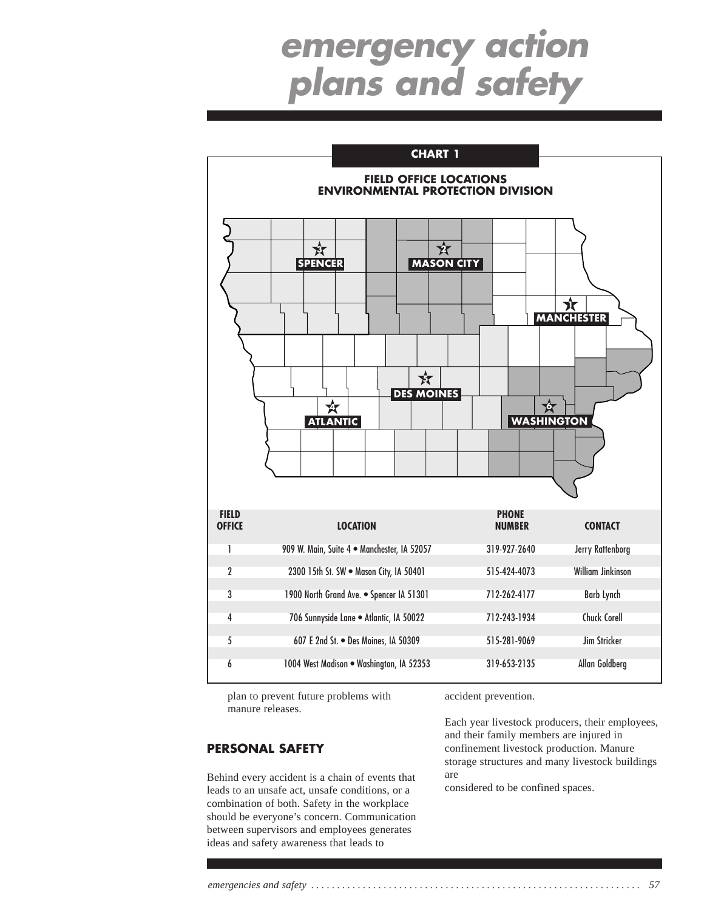# emergency action plans and safety

**CHART 1**

**FIELD OFFICE LOCATIONS
ENVIRONMENTAL PROTECTION DIVISION**

SPENCER 3 · MASON CITY 2 · MANCHESTER 1 · DES MOINES 5 · ATLANTIC 4 · WASHINGTON 6

| FIELD OFFICE | LOCATION | PHONE NUMBER | CONTACT |
|---|---|---|---|
| 1 | 909 W. Main, Suite 4 • Manchester, IA 52057 | 319-927-2640 | Jerry Rattenborg |
| 2 | 2300 15th St. SW • Mason City, IA 50401 | 515-424-4073 | William Jinkinson |
| 3 | 1900 North Grand Ave. • Spencer IA 51301 | 712-262-4177 | Barb Lynch |
| 4 | 706 Sunnyside Lane • Atlantic, IA 50022 | 712-243-1934 | Chuck Corell |
| 5 | 607 E 2nd St. • Des Moines, IA 50309 | 515-281-9069 | Jim Stricker |
| 6 | 1004 West Madison • Washington, IA 52353 | 319-653-2135 | Allan Goldberg |

plan to prevent future problems with manure releases.

## PERSONAL SAFETY

Behind every accident is a chain of events that leads to an unsafe act, unsafe conditions, or a combination of both. Safety in the workplace should be everyone's concern. Communication between supervisors and employees generates ideas and safety awareness that leads to accident prevention.

Each year livestock producers, their employees, and their family members are injured in confinement livestock production. Manure storage structures and many livestock buildings are considered to be confined spaces.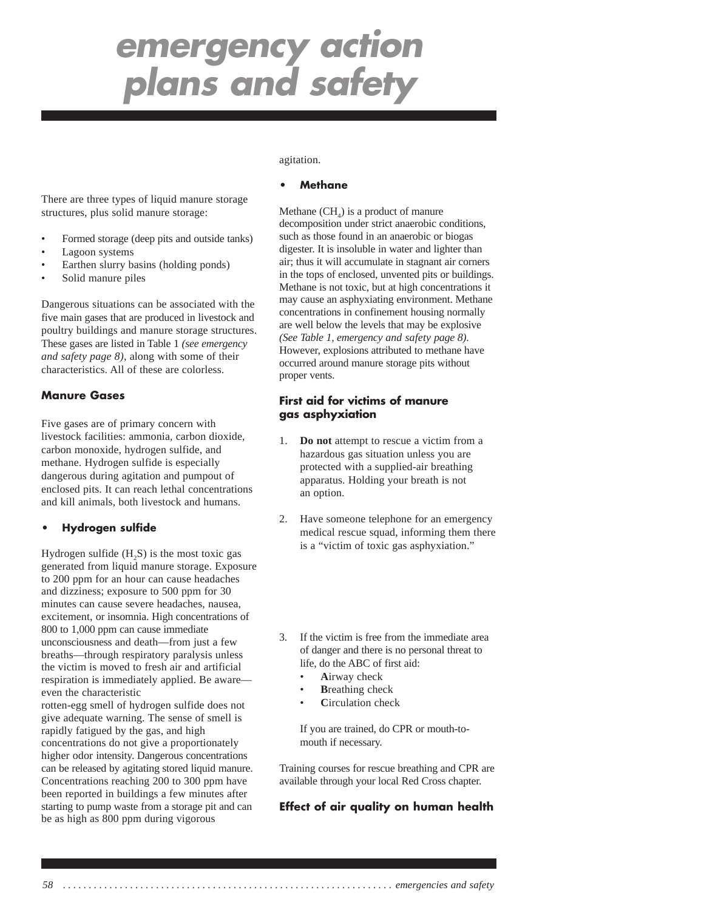# emergency action plans and safety

There are three types of liquid manure storage structures, plus solid manure storage:

- Formed storage (deep pits and outside tanks)
- Lagoon systems
- Earthen slurry basins (holding ponds)
- Solid manure piles

Dangerous situations can be associated with the five main gases that are produced in livestock and poultry buildings and manure storage structures. These gases are listed in Table 1 *(see emergency and safety page 8)*, along with some of their characteristics. All of these are colorless.

### Manure Gases

Five gases are of primary concern with livestock facilities: ammonia, carbon dioxide, carbon monoxide, hydrogen sulfide, and methane. Hydrogen sulfide is especially dangerous during agitation and pumpout of enclosed pits. It can reach lethal concentrations and kill animals, both livestock and humans.

- **Hydrogen sulfide**

Hydrogen sulfide ($H_2S$) is the most toxic gas generated from liquid manure storage. Exposure to 200 ppm for an hour can cause headaches and dizziness; exposure to 500 ppm for 30 minutes can cause severe headaches, nausea, excitement, or insomnia. High concentrations of 800 to 1,000 ppm can cause immediate unconsciousness and death—from just a few breaths—through respiratory paralysis unless the victim is moved to fresh air and artificial respiration is immediately applied. Be aware—even the characteristic rotten-egg smell of hydrogen sulfide does not give adequate warning. The sense of smell is rapidly fatigued by the gas, and high concentrations do not give a proportionately higher odor intensity. Dangerous concentrations can be released by agitating stored liquid manure. Concentrations reaching 200 to 300 ppm have been reported in buildings a few minutes after starting to pump waste from a storage pit and can be as high as 800 ppm during vigorous agitation.

- **Methane**

Methane ($CH_4$) is a product of manure decomposition under strict anaerobic conditions, such as those found in an anaerobic or biogas digester. It is insoluble in water and lighter than air; thus it will accumulate in stagnant air corners in the tops of enclosed, unvented pits or buildings. Methane is not toxic, but at high concentrations it may cause an asphyxiating environment. Methane concentrations in confinement housing normally are well below the levels that may be explosive *(See Table 1, emergency and safety page 8)*. However, explosions attributed to methane have occurred around manure storage pits without proper vents.

### First aid for victims of manure gas asphyxiation

1. **Do not** attempt to rescue a victim from a hazardous gas situation unless you are protected with a supplied-air breathing apparatus. Holding your breath is not an option.
2. Have someone telephone for an emergency medical rescue squad, informing them there is a "victim of toxic gas asphyxiation."
3. If the victim is free from the immediate area of danger and there is no personal threat to life, do the ABC of first aid:
   - **A**irway check
   - **B**reathing check
   - **C**irculation check

   If you are trained, do CPR or mouth-to-mouth if necessary.

Training courses for rescue breathing and CPR are available through your local Red Cross chapter.

### Effect of air quality on human health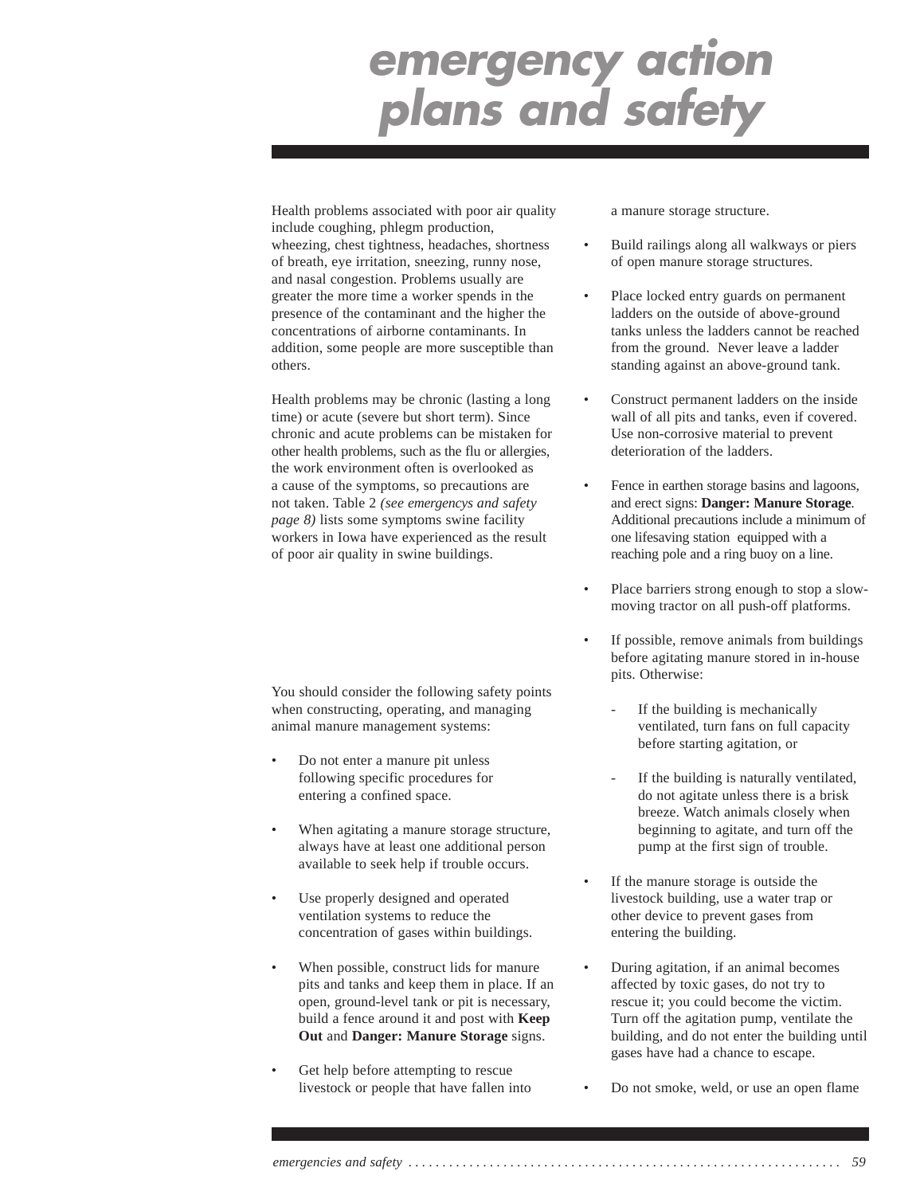# emergency action plans and safety

Health problems associated with poor air quality include coughing, phlegm production, wheezing, chest tightness, headaches, shortness of breath, eye irritation, sneezing, runny nose, and nasal congestion. Problems usually are greater the more time a worker spends in the presence of the contaminant and the higher the concentrations of airborne contaminants. In addition, some people are more susceptible than others.

Health problems may be chronic (lasting a long time) or acute (severe but short term). Since chronic and acute problems can be mistaken for other health problems, such as the flu or allergies, the work environment often is overlooked as a cause of the symptoms, so precautions are not taken. Table 2 *(see emergencys and safety page 8)* lists some symptoms swine facility workers in Iowa have experienced as the result of poor air quality in swine buildings.

You should consider the following safety points when constructing, operating, and managing animal manure management systems:

- Do not enter a manure pit unless following specific procedures for entering a confined space.
- When agitating a manure storage structure, always have at least one additional person available to seek help if trouble occurs.
- Use properly designed and operated ventilation systems to reduce the concentration of gases within buildings.
- When possible, construct lids for manure pits and tanks and keep them in place. If an open, ground-level tank or pit is necessary, build a fence around it and post with **Keep Out** and **Danger: Manure Storage** signs.
- Get help before attempting to rescue livestock or people that have fallen into a manure storage structure.
- Build railings along all walkways or piers of open manure storage structures.
- Place locked entry guards on permanent ladders on the outside of above-ground tanks unless the ladders cannot be reached from the ground. Never leave a ladder standing against an above-ground tank.
- Construct permanent ladders on the inside wall of all pits and tanks, even if covered. Use non-corrosive material to prevent deterioration of the ladders.
- Fence in earthen storage basins and lagoons, and erect signs: **Danger: Manure Storage**. Additional precautions include a minimum of one lifesaving station equipped with a reaching pole and a ring buoy on a line.
- Place barriers strong enough to stop a slow-moving tractor on all push-off platforms.
- If possible, remove animals from buildings before agitating manure stored in in-house pits. Otherwise:
  - If the building is mechanically ventilated, turn fans on full capacity before starting agitation, or
  - If the building is naturally ventilated, do not agitate unless there is a brisk breeze. Watch animals closely when beginning to agitate, and turn off the pump at the first sign of trouble.
- If the manure storage is outside the livestock building, use a water trap or other device to prevent gases from entering the building.
- During agitation, if an animal becomes affected by toxic gases, do not try to rescue it; you could become the victim. Turn off the agitation pump, ventilate the building, and do not enter the building until gases have had a chance to escape.
- Do not smoke, weld, or use an open flame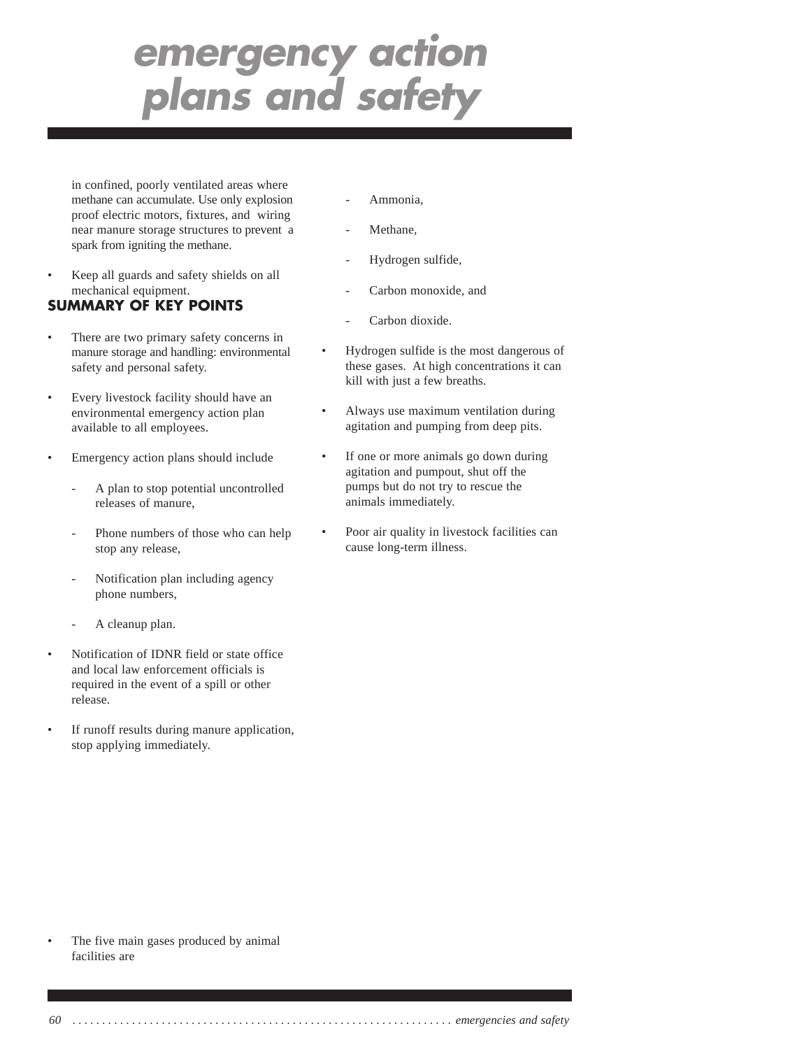# emergency action plans and safety

in confined, poorly ventilated areas where methane can accumulate. Use only explosion proof electric motors, fixtures, and wiring near manure storage structures to prevent a spark from igniting the methane.

- Keep all guards and safety shields on all mechanical equipment.

## SUMMARY OF KEY POINTS

- There are two primary safety concerns in manure storage and handling: environmental safety and personal safety.
- Every livestock facility should have an environmental emergency action plan available to all employees.
- Emergency action plans should include
  - A plan to stop potential uncontrolled releases of manure,
  - Phone numbers of those who can help stop any release,
  - Notification plan including agency phone numbers,
  - A cleanup plan.
- Notification of IDNR field or state office and local law enforcement officials is required in the event of a spill or other release.
- If runoff results during manure application, stop applying immediately.
- The five main gases produced by animal facilities are
  - Ammonia,
  - Methane,
  - Hydrogen sulfide,
  - Carbon monoxide, and
  - Carbon dioxide.
- Hydrogen sulfide is the most dangerous of these gases. At high concentrations it can kill with just a few breaths.
- Always use maximum ventilation during agitation and pumping from deep pits.
- If one or more animals go down during agitation and pumpout, shut off the pumps but do not try to rescue the animals immediately.
- Poor air quality in livestock facilities can cause long-term illness.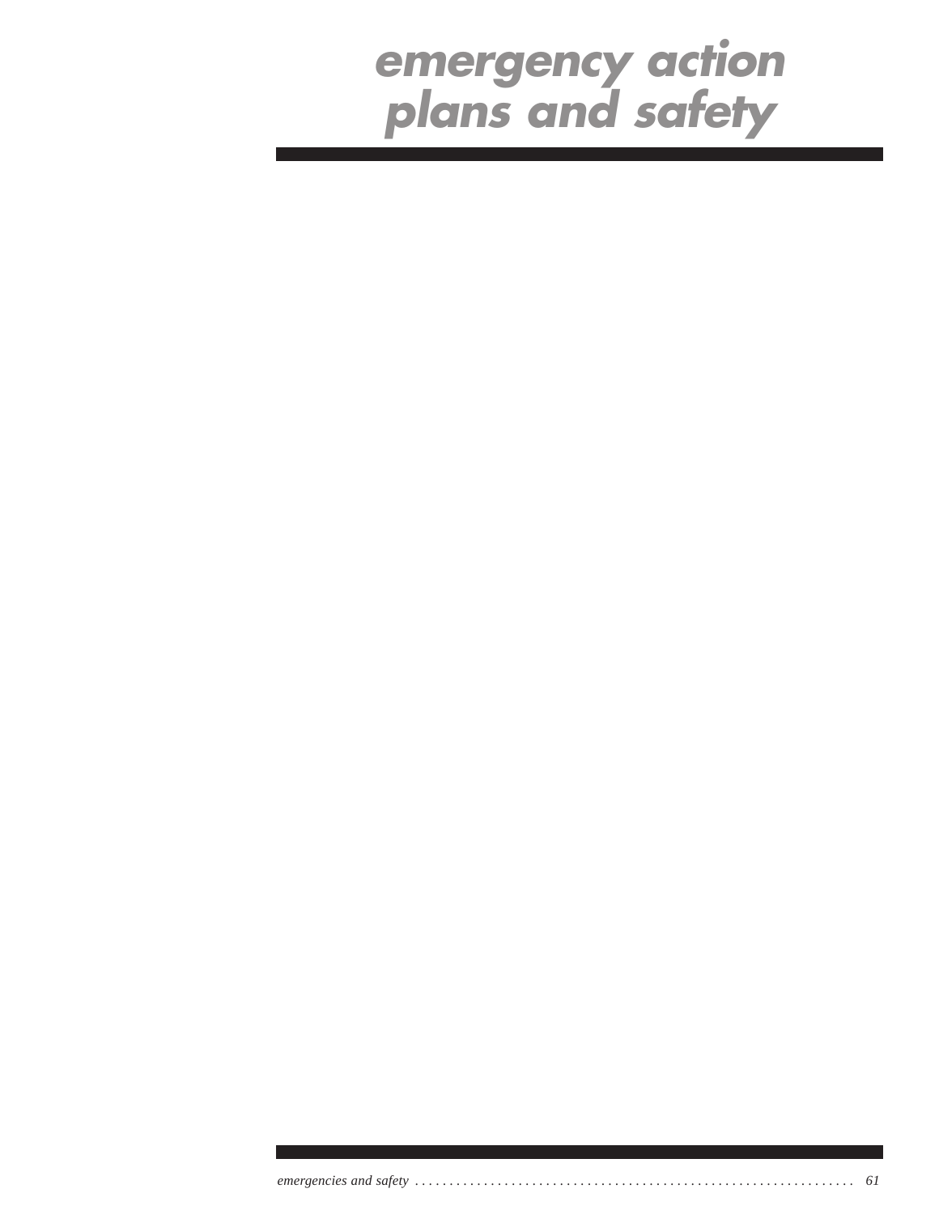# emergency action plans and safety

*emergencies and safety* . . . . . . . . . . . . . . . . . . . . . . . . . . . . . . . . . . . . . . . . . . . . . . . . . . . . . . . . . . . . . . . . . . *61*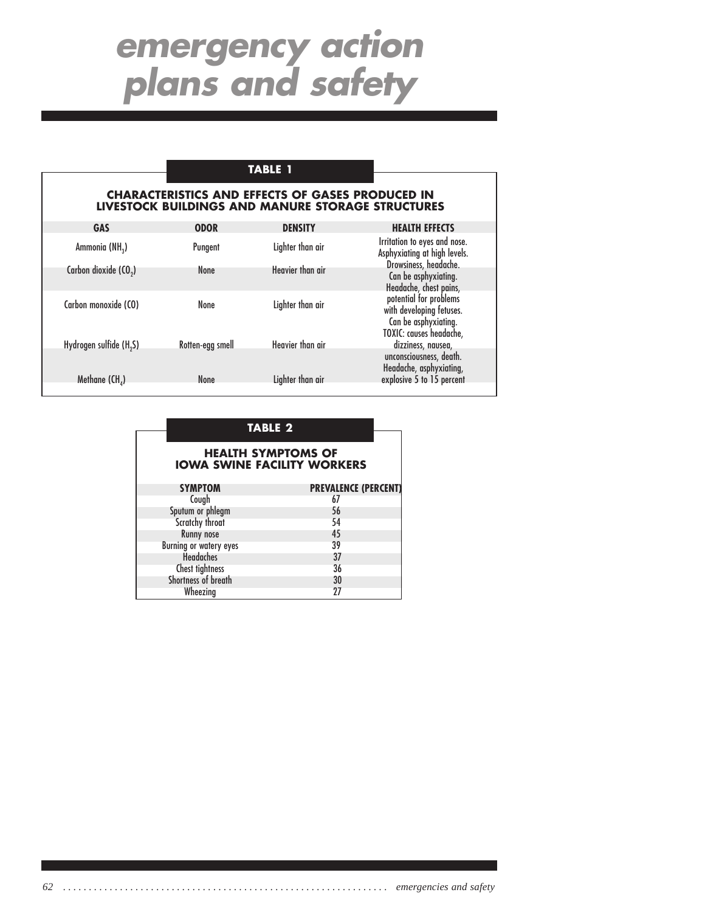# emergency action plans and safety

**TABLE 1**

**CHARACTERISTICS AND EFFECTS OF GASES PRODUCED IN LIVESTOCK BUILDINGS AND MANURE STORAGE STRUCTURES**

| GAS | ODOR | DENSITY | HEALTH EFFECTS |
|---|---|---|---|
| Ammonia ($NH_3$) | Pungent | Lighter than air | Irritation to eyes and nose. Asphyxiating at high levels. |
| Carbon dioxide ($CO_2$) | None | Heavier than air | Drowsiness, headache. Can be asphyxiating. |
| Carbon monoxide (CO) | None | Lighter than air | Headache, chest pains, potential for problems with developing fetuses. Can be asphyxiating. |
| Hydrogen sulfide ($H_2S$) | Rotten-egg smell | Heavier than air | TOXIC: causes headache, dizziness, nausea, unconsciousness, death. |
| Methane ($CH_4$) | None | Lighter than air | Headache, asphyxiating, explosive 5 to 15 percent |

**TABLE 2**

**HEALTH SYMPTOMS OF IOWA SWINE FACILITY WORKERS**

| SYMPTOM | PREVALENCE (PERCENT) |
|---|---|
| Cough | 67 |
| Sputum or phlegm | 56 |
| Scratchy throat | 54 |
| Runny nose | 45 |
| Burning or watery eyes | 39 |
| Headaches | 37 |
| Chest tightness | 36 |
| Shortness of breath | 30 |
| Wheezing | 27 |